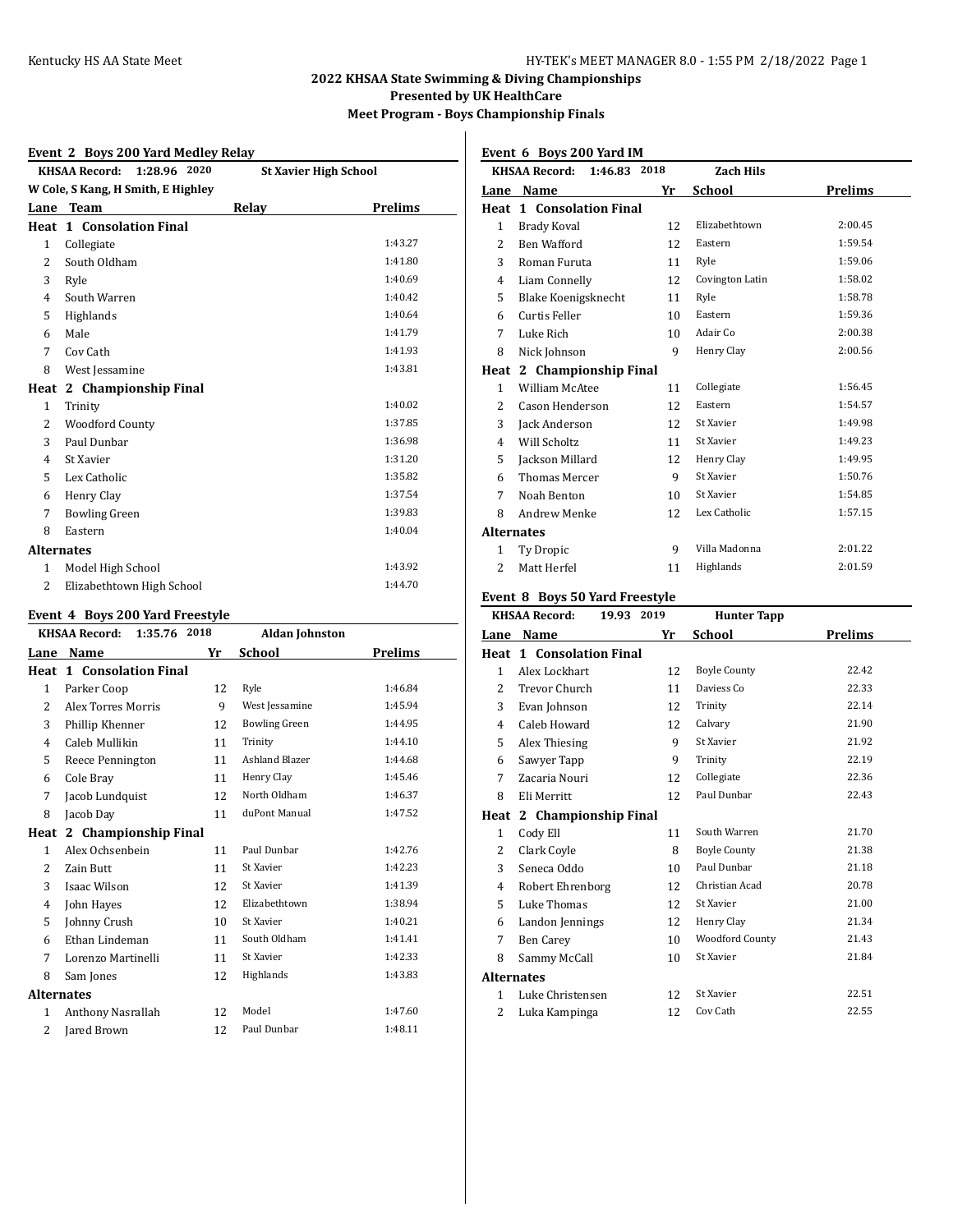## 2022 KHSAA State Swimming & Diving Championships

### Presented by UK HealthCare

### Meet Program - Boys Championship Finals

**Event 2 Boys 200 Yard Medley Relay**

KHSAA Record: 1:28.96 2020 St Xavier High School
W Cole, S Kang, H Smith, E Highley

| Lane | Team | Relay | Prelims |
|---|---|---|---|
| **Heat 1 Consolation Final** | | | |
| 1 | Collegiate | | 1:43.27 |
| 2 | South Oldham | | 1:41.80 |
| 3 | Ryle | | 1:40.69 |
| 4 | South Warren | | 1:40.42 |
| 5 | Highlands | | 1:40.64 |
| 6 | Male | | 1:41.79 |
| 7 | Cov Cath | | 1:41.93 |
| 8 | West Jessamine | | 1:43.81 |
| **Heat 2 Championship Final** | | | |
| 1 | Trinity | | 1:40.02 |
| 2 | Woodford County | | 1:37.85 |
| 3 | Paul Dunbar | | 1:36.98 |
| 4 | St Xavier | | 1:31.20 |
| 5 | Lex Catholic | | 1:35.82 |
| 6 | Henry Clay | | 1:37.54 |
| 7 | Bowling Green | | 1:39.83 |
| 8 | Eastern | | 1:40.04 |
| **Alternates** | | | |
| 1 | Model High School | | 1:43.92 |
| 2 | Elizabethtown High School | | 1:44.70 |

**Event 4 Boys 200 Yard Freestyle**

KHSAA Record: 1:35.76 2018 Aldan Johnston

| Lane | Name | Yr | School | Prelims |
|---|---|---|---|---|
| **Heat 1 Consolation Final** | | | | |
| 1 | Parker Coop | 12 | Ryle | 1:46.84 |
| 2 | Alex Torres Morris | 9 | West Jessamine | 1:45.94 |
| 3 | Phillip Khenner | 12 | Bowling Green | 1:44.95 |
| 4 | Caleb Mullikin | 11 | Trinity | 1:44.10 |
| 5 | Reece Pennington | 11 | Ashland Blazer | 1:44.68 |
| 6 | Cole Bray | 11 | Henry Clay | 1:45.46 |
| 7 | Jacob Lundquist | 12 | North Oldham | 1:46.37 |
| 8 | Jacob Day | 11 | duPont Manual | 1:47.52 |
| **Heat 2 Championship Final** | | | | |
| 1 | Alex Ochsenbein | 11 | Paul Dunbar | 1:42.76 |
| 2 | Zain Butt | 11 | St Xavier | 1:42.23 |
| 3 | Isaac Wilson | 12 | St Xavier | 1:41.39 |
| 4 | John Hayes | 12 | Elizabethtown | 1:38.94 |
| 5 | Johnny Crush | 10 | St Xavier | 1:40.21 |
| 6 | Ethan Lindeman | 11 | South Oldham | 1:41.41 |
| 7 | Lorenzo Martinelli | 11 | St Xavier | 1:42.33 |
| 8 | Sam Jones | 12 | Highlands | 1:43.83 |
| **Alternates** | | | | |
| 1 | Anthony Nasrallah | 12 | Model | 1:47.60 |
| 2 | Jared Brown | 12 | Paul Dunbar | 1:48.11 |

**Event 6 Boys 200 Yard IM**

KHSAA Record: 1:46.83 2018 Zach Hils

| Lane | Name | Yr | School | Prelims |
|---|---|---|---|---|
| **Heat 1 Consolation Final** | | | | |
| 1 | Brady Koval | 12 | Elizabethtown | 2:00.45 |
| 2 | Ben Wafford | 12 | Eastern | 1:59.54 |
| 3 | Roman Furuta | 11 | Ryle | 1:59.06 |
| 4 | Liam Connelly | 12 | Covington Latin | 1:58.02 |
| 5 | Blake Koenigsknecht | 11 | Ryle | 1:58.78 |
| 6 | Curtis Feller | 10 | Eastern | 1:59.36 |
| 7 | Luke Rich | 10 | Adair Co | 2:00.38 |
| 8 | Nick Johnson | 9 | Henry Clay | 2:00.56 |
| **Heat 2 Championship Final** | | | | |
| 1 | William McAtee | 11 | Collegiate | 1:56.45 |
| 2 | Cason Henderson | 12 | Eastern | 1:54.57 |
| 3 | Jack Anderson | 12 | St Xavier | 1:49.98 |
| 4 | Will Scholtz | 11 | St Xavier | 1:49.23 |
| 5 | Jackson Millard | 12 | Henry Clay | 1:49.95 |
| 6 | Thomas Mercer | 9 | St Xavier | 1:50.76 |
| 7 | Noah Benton | 10 | St Xavier | 1:54.85 |
| 8 | Andrew Menke | 12 | Lex Catholic | 1:57.15 |
| **Alternates** | | | | |
| 1 | Ty Dropic | 9 | Villa Madonna | 2:01.22 |
| 2 | Matt Herfel | 11 | Highlands | 2:01.59 |

**Event 8 Boys 50 Yard Freestyle**

KHSAA Record: 19.93 2019 Hunter Tapp

| Lane | Name | Yr | School | Prelims |
|---|---|---|---|---|
| **Heat 1 Consolation Final** | | | | |
| 1 | Alex Lockhart | 12 | Boyle County | 22.42 |
| 2 | Trevor Church | 11 | Daviess Co | 22.33 |
| 3 | Evan Johnson | 12 | Trinity | 22.14 |
| 4 | Caleb Howard | 12 | Calvary | 21.90 |
| 5 | Alex Thiesing | 9 | St Xavier | 21.92 |
| 6 | Sawyer Tapp | 9 | Trinity | 22.19 |
| 7 | Zacaria Nouri | 12 | Collegiate | 22.36 |
| 8 | Eli Merritt | 12 | Paul Dunbar | 22.43 |
| **Heat 2 Championship Final** | | | | |
| 1 | Cody Ell | 11 | South Warren | 21.70 |
| 2 | Clark Coyle | 8 | Boyle County | 21.38 |
| 3 | Seneca Oddo | 10 | Paul Dunbar | 21.18 |
| 4 | Robert Ehrenborg | 12 | Christian Acad | 20.78 |
| 5 | Luke Thomas | 12 | St Xavier | 21.00 |
| 6 | Landon Jennings | 12 | Henry Clay | 21.34 |
| 7 | Ben Carey | 10 | Woodford County | 21.43 |
| 8 | Sammy McCall | 10 | St Xavier | 21.84 |
| **Alternates** | | | | |
| 1 | Luke Christensen | 12 | St Xavier | 22.51 |
| 2 | Luka Kampinga | 12 | Cov Cath | 22.55 |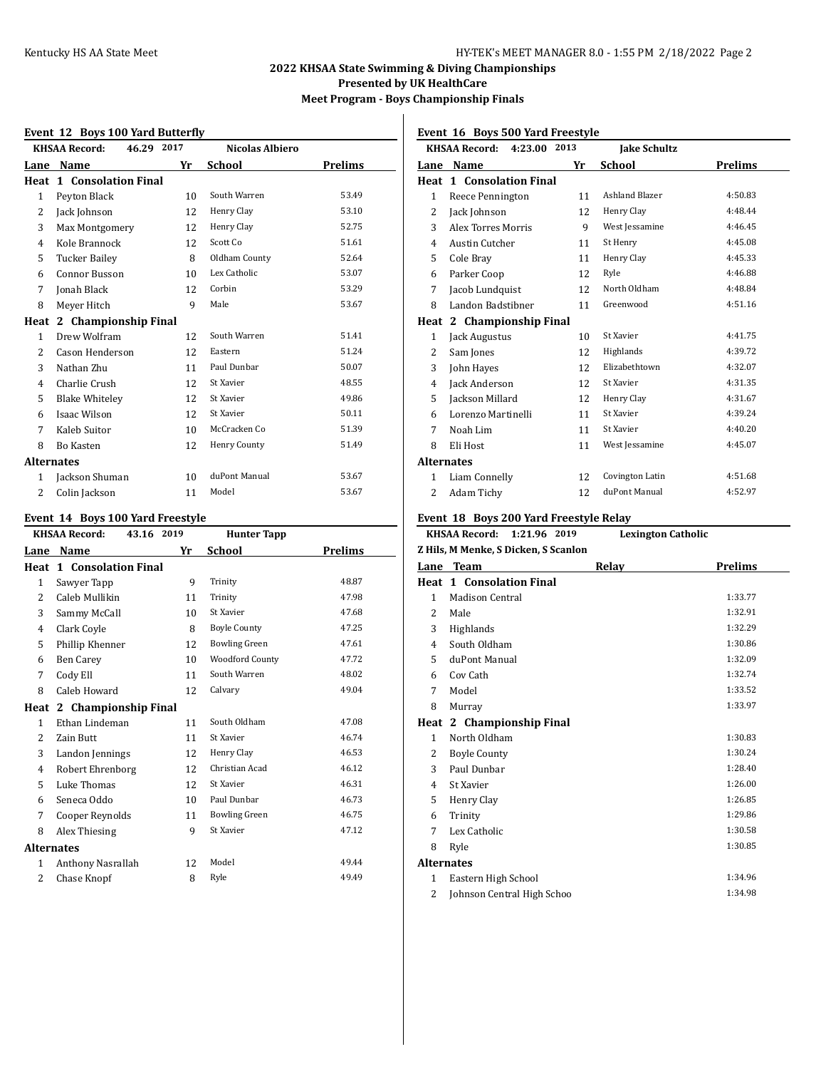# 2022 KHSAA State Swimming & Diving Championships

## Presented by UK HealthCare

## Meet Program - Boys Championship Finals

### Event 12 Boys 100 Yard Butterfly

KHSAA Record: 46.29 2017 Nicolas Albiero

| Lane | Name | Yr | School | Prelims |
|---|---|---|---|---|
| **Heat 1 Consolation Final** | | | | |
| 1 | Peyton Black | 10 | South Warren | 53.49 |
| 2 | Jack Johnson | 12 | Henry Clay | 53.10 |
| 3 | Max Montgomery | 12 | Henry Clay | 52.75 |
| 4 | Kole Brannock | 12 | Scott Co | 51.61 |
| 5 | Tucker Bailey | 8 | Oldham County | 52.64 |
| 6 | Connor Busson | 10 | Lex Catholic | 53.07 |
| 7 | Jonah Black | 12 | Corbin | 53.29 |
| 8 | Meyer Hitch | 9 | Male | 53.67 |
| **Heat 2 Championship Final** | | | | |
| 1 | Drew Wolfram | 12 | South Warren | 51.41 |
| 2 | Cason Henderson | 12 | Eastern | 51.24 |
| 3 | Nathan Zhu | 11 | Paul Dunbar | 50.07 |
| 4 | Charlie Crush | 12 | St Xavier | 48.55 |
| 5 | Blake Whiteley | 12 | St Xavier | 49.86 |
| 6 | Isaac Wilson | 12 | St Xavier | 50.11 |
| 7 | Kaleb Suitor | 10 | McCracken Co | 51.39 |
| 8 | Bo Kasten | 12 | Henry County | 51.49 |
| **Alternates** | | | | |
| 1 | Jackson Shuman | 10 | duPont Manual | 53.67 |
| 2 | Colin Jackson | 11 | Model | 53.67 |

### Event 14 Boys 100 Yard Freestyle

KHSAA Record: 43.16 2019 Hunter Tapp

| Lane | Name | Yr | School | Prelims |
|---|---|---|---|---|
| **Heat 1 Consolation Final** | | | | |
| 1 | Sawyer Tapp | 9 | Trinity | 48.87 |
| 2 | Caleb Mullikin | 11 | Trinity | 47.98 |
| 3 | Sammy McCall | 10 | St Xavier | 47.68 |
| 4 | Clark Coyle | 8 | Boyle County | 47.25 |
| 5 | Phillip Khenner | 12 | Bowling Green | 47.61 |
| 6 | Ben Carey | 10 | Woodford County | 47.72 |
| 7 | Cody Ell | 11 | South Warren | 48.02 |
| 8 | Caleb Howard | 12 | Calvary | 49.04 |
| **Heat 2 Championship Final** | | | | |
| 1 | Ethan Lindeman | 11 | South Oldham | 47.08 |
| 2 | Zain Butt | 11 | St Xavier | 46.74 |
| 3 | Landon Jennings | 12 | Henry Clay | 46.53 |
| 4 | Robert Ehrenborg | 12 | Christian Acad | 46.12 |
| 5 | Luke Thomas | 12 | St Xavier | 46.31 |
| 6 | Seneca Oddo | 10 | Paul Dunbar | 46.73 |
| 7 | Cooper Reynolds | 11 | Bowling Green | 46.75 |
| 8 | Alex Thiesing | 9 | St Xavier | 47.12 |
| **Alternates** | | | | |
| 1 | Anthony Nasrallah | 12 | Model | 49.44 |
| 2 | Chase Knopf | 8 | Ryle | 49.49 |

### Event 16 Boys 500 Yard Freestyle

KHSAA Record: 4:23.00 2013 Jake Schultz

| Lane | Name | Yr | School | Prelims |
|---|---|---|---|---|
| **Heat 1 Consolation Final** | | | | |
| 1 | Reece Pennington | 11 | Ashland Blazer | 4:50.83 |
| 2 | Jack Johnson | 12 | Henry Clay | 4:48.44 |
| 3 | Alex Torres Morris | 9 | West Jessamine | 4:46.45 |
| 4 | Austin Cutcher | 11 | St Henry | 4:45.08 |
| 5 | Cole Bray | 11 | Henry Clay | 4:45.33 |
| 6 | Parker Coop | 12 | Ryle | 4:46.88 |
| 7 | Jacob Lundquist | 12 | North Oldham | 4:48.84 |
| 8 | Landon Badstibner | 11 | Greenwood | 4:51.16 |
| **Heat 2 Championship Final** | | | | |
| 1 | Jack Augustus | 10 | St Xavier | 4:41.75 |
| 2 | Sam Jones | 12 | Highlands | 4:39.72 |
| 3 | John Hayes | 12 | Elizabethtown | 4:32.07 |
| 4 | Jack Anderson | 12 | St Xavier | 4:31.35 |
| 5 | Jackson Millard | 12 | Henry Clay | 4:31.67 |
| 6 | Lorenzo Martinelli | 11 | St Xavier | 4:39.24 |
| 7 | Noah Lim | 11 | St Xavier | 4:40.20 |
| 8 | Eli Host | 11 | West Jessamine | 4:45.07 |
| **Alternates** | | | | |
| 1 | Liam Connelly | 12 | Covington Latin | 4:51.68 |
| 2 | Adam Tichy | 12 | duPont Manual | 4:52.97 |

### Event 18 Boys 200 Yard Freestyle Relay

KHSAA Record: 1:21.96 2019 Lexington Catholic

Z Hils, M Menke, S Dicken, S Scanlon

| Lane | Team | Relay | Prelims |
|---|---|---|---|
| **Heat 1 Consolation Final** | | | |
| 1 | Madison Central | | 1:33.77 |
| 2 | Male | | 1:32.91 |
| 3 | Highlands | | 1:32.29 |
| 4 | South Oldham | | 1:30.86 |
| 5 | duPont Manual | | 1:32.09 |
| 6 | Cov Cath | | 1:32.74 |
| 7 | Model | | 1:33.52 |
| 8 | Murray | | 1:33.97 |
| **Heat 2 Championship Final** | | | |
| 1 | North Oldham | | 1:30.83 |
| 2 | Boyle County | | 1:30.24 |
| 3 | Paul Dunbar | | 1:28.40 |
| 4 | St Xavier | | 1:26.00 |
| 5 | Henry Clay | | 1:26.85 |
| 6 | Trinity | | 1:29.86 |
| 7 | Lex Catholic | | 1:30.58 |
| 8 | Ryle | | 1:30.85 |
| **Alternates** | | | |
| 1 | Eastern High School | | 1:34.96 |
| 2 | Johnson Central High Schoo | | 1:34.98 |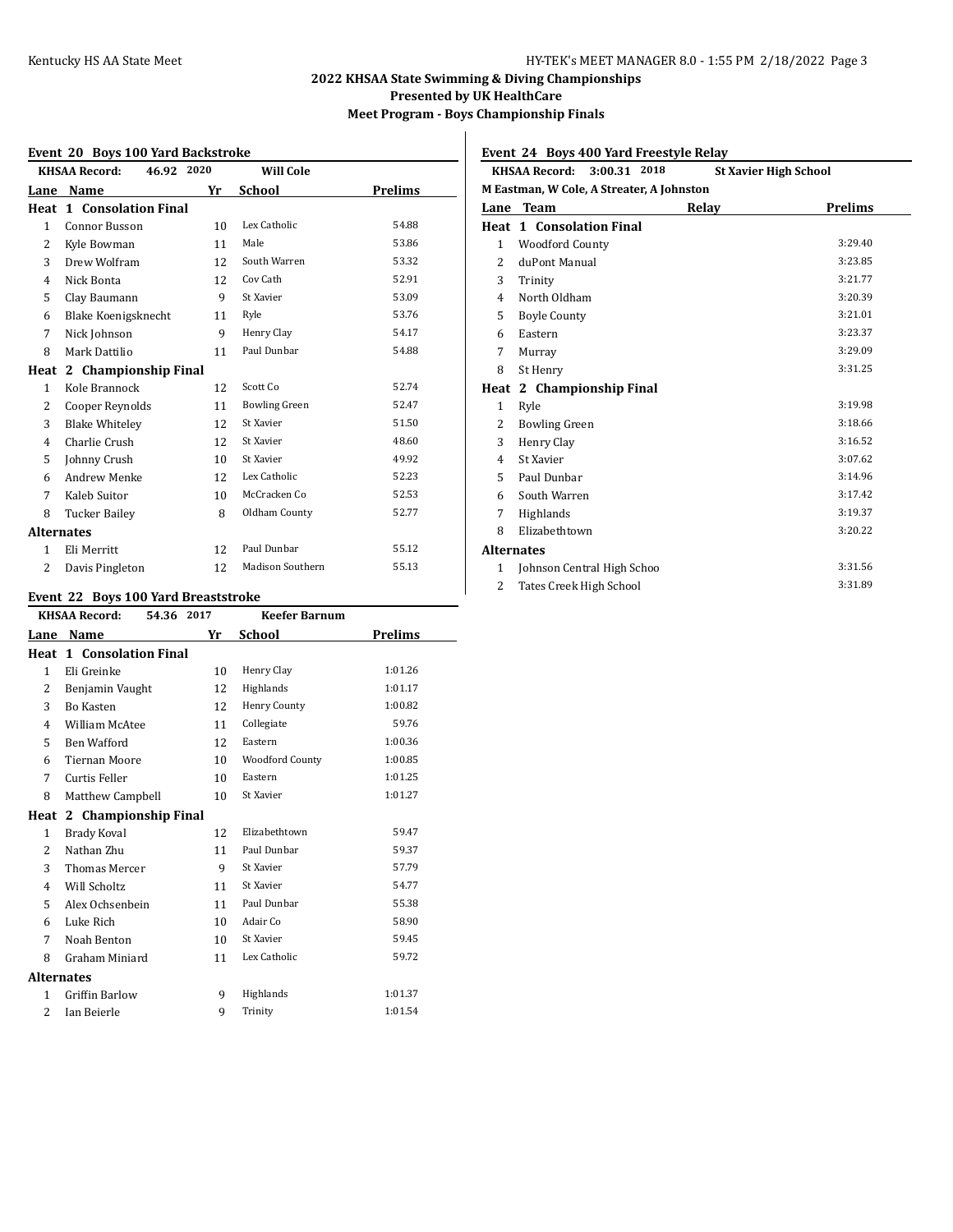# 2022 KHSAA State Swimming & Diving Championships

## Presented by UK HealthCare

## Meet Program - Boys Championship Finals

### Event 20 Boys 100 Yard Backstroke

KHSAA Record: 46.92 2020 Will Cole

| Lane | Name | Yr | School | Prelims |
|---|---|---|---|---|
| **Heat 1 Consolation Final** | | | | |
| 1 | Connor Busson | 10 | Lex Catholic | 54.88 |
| 2 | Kyle Bowman | 11 | Male | 53.86 |
| 3 | Drew Wolfram | 12 | South Warren | 53.32 |
| 4 | Nick Bonta | 12 | Cov Cath | 52.91 |
| 5 | Clay Baumann | 9 | St Xavier | 53.09 |
| 6 | Blake Koenigsknecht | 11 | Ryle | 53.76 |
| 7 | Nick Johnson | 9 | Henry Clay | 54.17 |
| 8 | Mark Dattilio | 11 | Paul Dunbar | 54.88 |
| **Heat 2 Championship Final** | | | | |
| 1 | Kole Brannock | 12 | Scott Co | 52.74 |
| 2 | Cooper Reynolds | 11 | Bowling Green | 52.47 |
| 3 | Blake Whiteley | 12 | St Xavier | 51.50 |
| 4 | Charlie Crush | 12 | St Xavier | 48.60 |
| 5 | Johnny Crush | 10 | St Xavier | 49.92 |
| 6 | Andrew Menke | 12 | Lex Catholic | 52.23 |
| 7 | Kaleb Suitor | 10 | McCracken Co | 52.53 |
| 8 | Tucker Bailey | 8 | Oldham County | 52.77 |
| **Alternates** | | | | |
| 1 | Eli Merritt | 12 | Paul Dunbar | 55.12 |
| 2 | Davis Pingleton | 12 | Madison Southern | 55.13 |

### Event 22 Boys 100 Yard Breaststroke

KHSAA Record: 54.36 2017 Keefer Barnum

| Lane | Name | Yr | School | Prelims |
|---|---|---|---|---|
| **Heat 1 Consolation Final** | | | | |
| 1 | Eli Greinke | 10 | Henry Clay | 1:01.26 |
| 2 | Benjamin Vaught | 12 | Highlands | 1:01.17 |
| 3 | Bo Kasten | 12 | Henry County | 1:00.82 |
| 4 | William McAtee | 11 | Collegiate | 59.76 |
| 5 | Ben Wafford | 12 | Eastern | 1:00.36 |
| 6 | Tiernan Moore | 10 | Woodford County | 1:00.85 |
| 7 | Curtis Feller | 10 | Eastern | 1:01.25 |
| 8 | Matthew Campbell | 10 | St Xavier | 1:01.27 |
| **Heat 2 Championship Final** | | | | |
| 1 | Brady Koval | 12 | Elizabethtown | 59.47 |
| 2 | Nathan Zhu | 11 | Paul Dunbar | 59.37 |
| 3 | Thomas Mercer | 9 | St Xavier | 57.79 |
| 4 | Will Scholtz | 11 | St Xavier | 54.77 |
| 5 | Alex Ochsenbein | 11 | Paul Dunbar | 55.38 |
| 6 | Luke Rich | 10 | Adair Co | 58.90 |
| 7 | Noah Benton | 10 | St Xavier | 59.45 |
| 8 | Graham Miniard | 11 | Lex Catholic | 59.72 |
| **Alternates** | | | | |
| 1 | Griffin Barlow | 9 | Highlands | 1:01.37 |
| 2 | Ian Beierle | 9 | Trinity | 1:01.54 |

### Event 24 Boys 400 Yard Freestyle Relay

KHSAA Record: 3:00.31 2018 St Xavier High School
M Eastman, W Cole, A Streater, A Johnston

| Lane | Team | Relay | Prelims |
|---|---|---|---|
| **Heat 1 Consolation Final** | | | |
| 1 | Woodford County | | 3:29.40 |
| 2 | duPont Manual | | 3:23.85 |
| 3 | Trinity | | 3:21.77 |
| 4 | North Oldham | | 3:20.39 |
| 5 | Boyle County | | 3:21.01 |
| 6 | Eastern | | 3:23.37 |
| 7 | Murray | | 3:29.09 |
| 8 | St Henry | | 3:31.25 |
| **Heat 2 Championship Final** | | | |
| 1 | Ryle | | 3:19.98 |
| 2 | Bowling Green | | 3:18.66 |
| 3 | Henry Clay | | 3:16.52 |
| 4 | St Xavier | | 3:07.62 |
| 5 | Paul Dunbar | | 3:14.96 |
| 6 | South Warren | | 3:17.42 |
| 7 | Highlands | | 3:19.37 |
| 8 | Elizabethtown | | 3:20.22 |
| **Alternates** | | | |
| 1 | Johnson Central High Schoo | | 3:31.56 |
| 2 | Tates Creek High School | | 3:31.89 |